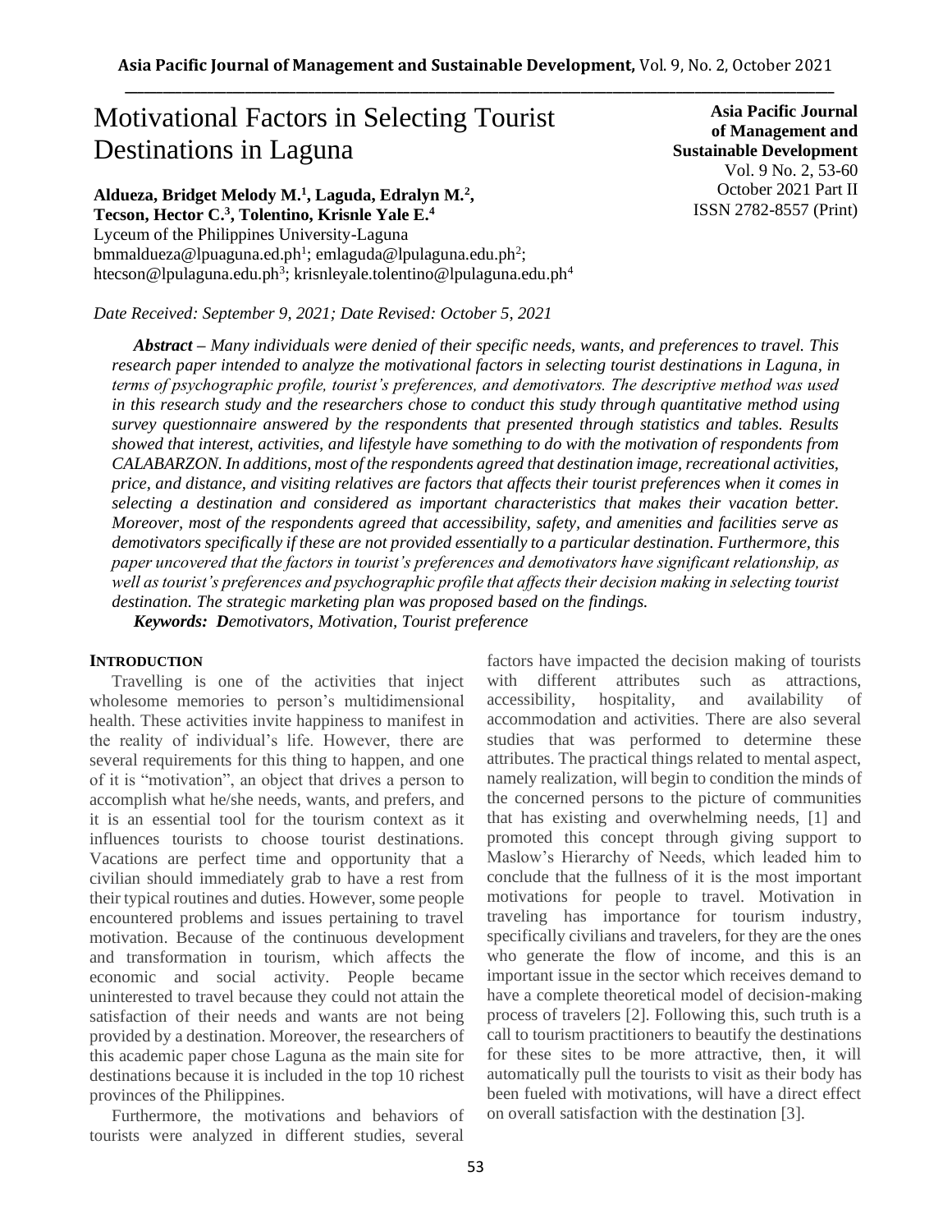# Motivational Factors in Selecting Tourist Destinations in Laguna

**Asia Pacific Journal of Management and Sustainable Development**
Vol. 9 No. 2, 53-60
October 2021 Part II
ISSN 2782-8557 (Print)

**Aldueza, Bridget Melody M.[1], Laguda, Edralyn M.[2], Tecson, Hector C.[3], Tolentino, Krisnle Yale E.[4]**
Lyceum of the Philippines University-Laguna
bmmaldueza@lpuaguna.ed.ph[1]; emlaguda@lpulaguna.edu.ph[2]; htecson@lpulaguna.edu.ph[3]; krisnleyale.tolentino@lpulaguna.edu.ph[4]

*Date Received: September 9, 2021; Date Revised: October 5, 2021*

***Abstract*** *– Many individuals were denied of their specific needs, wants, and preferences to travel. This research paper intended to analyze the motivational factors in selecting tourist destinations in Laguna, in terms of psychographic profile, tourist's preferences, and demotivators. The descriptive method was used in this research study and the researchers chose to conduct this study through quantitative method using survey questionnaire answered by the respondents that presented through statistics and tables. Results showed that interest, activities, and lifestyle have something to do with the motivation of respondents from CALABARZON. In additions, most of the respondents agreed that destination image, recreational activities, price, and distance, and visiting relatives are factors that affects their tourist preferences when it comes in selecting a destination and considered as important characteristics that makes their vacation better. Moreover, most of the respondents agreed that accessibility, safety, and amenities and facilities serve as demotivators specifically if these are not provided essentially to a particular destination. Furthermore, this paper uncovered that the factors in tourist's preferences and demotivators have significant relationship, as well as tourist's preferences and psychographic profile that affects their decision making in selecting tourist destination. The strategic marketing plan was proposed based on the findings.*

***Keywords:*** ***D****emotivators, Motivation, Tourist preference*

## INTRODUCTION

Travelling is one of the activities that inject wholesome memories to person's multidimensional health. These activities invite happiness to manifest in the reality of individual's life. However, there are several requirements for this thing to happen, and one of it is "motivation", an object that drives a person to accomplish what he/she needs, wants, and prefers, and it is an essential tool for the tourism context as it influences tourists to choose tourist destinations. Vacations are perfect time and opportunity that a civilian should immediately grab to have a rest from their typical routines and duties. However, some people encountered problems and issues pertaining to travel motivation. Because of the continuous development and transformation in tourism, which affects the economic and social activity. People became uninterested to travel because they could not attain the satisfaction of their needs and wants are not being provided by a destination. Moreover, the researchers of this academic paper chose Laguna as the main site for destinations because it is included in the top 10 richest provinces of the Philippines.

Furthermore, the motivations and behaviors of tourists were analyzed in different studies, several factors have impacted the decision making of tourists with different attributes such as attractions, accessibility, hospitality, and availability of accommodation and activities. There are also several studies that was performed to determine these attributes. The practical things related to mental aspect, namely realization, will begin to condition the minds of the concerned persons to the picture of communities that has existing and overwhelming needs, [1] and promoted this concept through giving support to Maslow's Hierarchy of Needs, which leaded him to conclude that the fullness of it is the most important motivations for people to travel. Motivation in traveling has importance for tourism industry, specifically civilians and travelers, for they are the ones who generate the flow of income, and this is an important issue in the sector which receives demand to have a complete theoretical model of decision-making process of travelers [2]. Following this, such truth is a call to tourism practitioners to beautify the destinations for these sites to be more attractive, then, it will automatically pull the tourists to visit as their body has been fueled with motivations, will have a direct effect on overall satisfaction with the destination [3].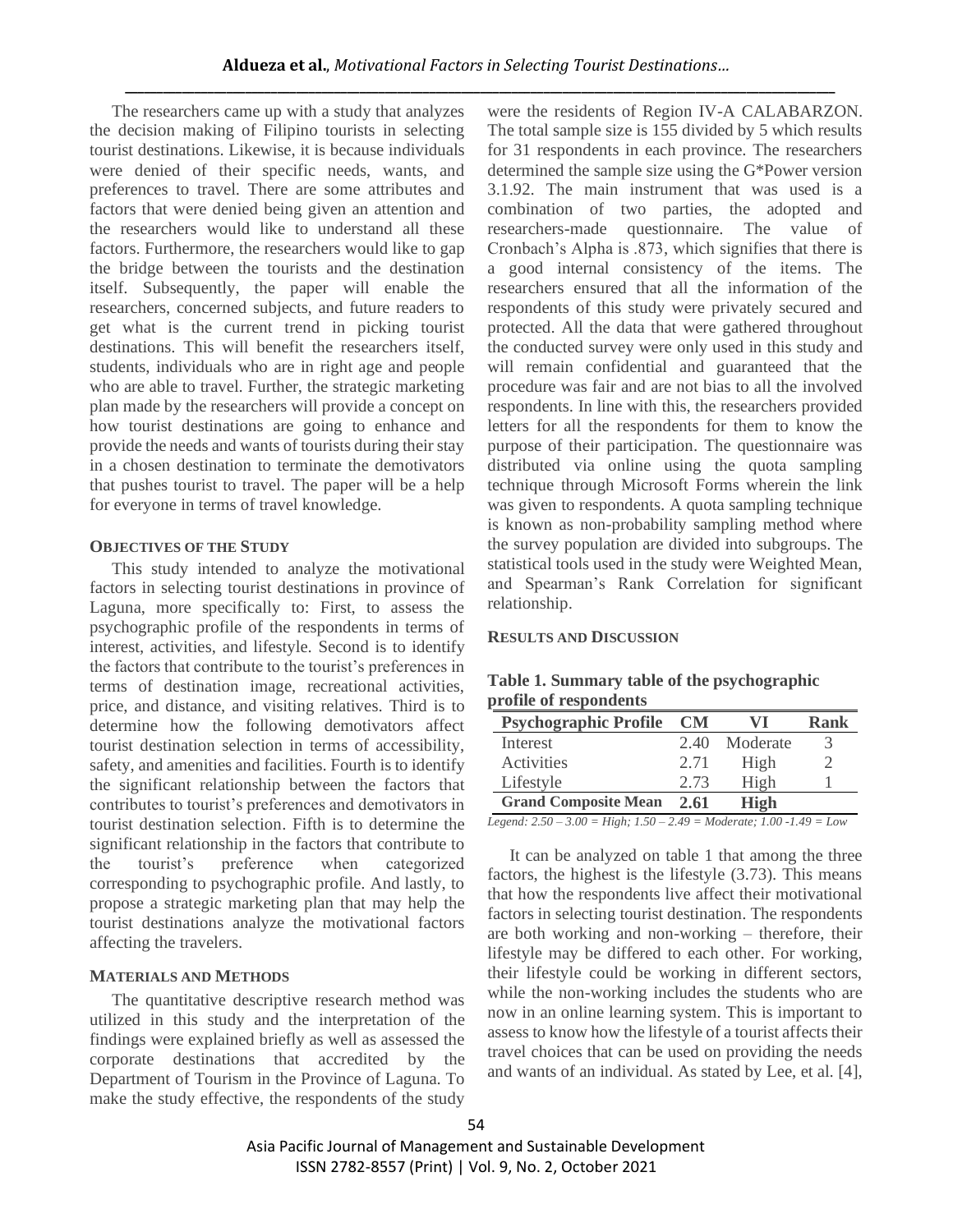The researchers came up with a study that analyzes the decision making of Filipino tourists in selecting tourist destinations. Likewise, it is because individuals were denied of their specific needs, wants, and preferences to travel. There are some attributes and factors that were denied being given an attention and the researchers would like to understand all these factors. Furthermore, the researchers would like to gap the bridge between the tourists and the destination itself. Subsequently, the paper will enable the researchers, concerned subjects, and future readers to get what is the current trend in picking tourist destinations. This will benefit the researchers itself, students, individuals who are in right age and people who are able to travel. Further, the strategic marketing plan made by the researchers will provide a concept on how tourist destinations are going to enhance and provide the needs and wants of tourists during their stay in a chosen destination to terminate the demotivators that pushes tourist to travel. The paper will be a help for everyone in terms of travel knowledge.

## OBJECTIVES OF THE STUDY

This study intended to analyze the motivational factors in selecting tourist destinations in province of Laguna, more specifically to: First, to assess the psychographic profile of the respondents in terms of interest, activities, and lifestyle. Second is to identify the factors that contribute to the tourist's preferences in terms of destination image, recreational activities, price, and distance, and visiting relatives. Third is to determine how the following demotivators affect tourist destination selection in terms of accessibility, safety, and amenities and facilities. Fourth is to identify the significant relationship between the factors that contributes to tourist's preferences and demotivators in tourist destination selection. Fifth is to determine the significant relationship in the factors that contribute to the tourist's preference when categorized corresponding to psychographic profile. And lastly, to propose a strategic marketing plan that may help the tourist destinations analyze the motivational factors affecting the travelers.

## MATERIALS AND METHODS

The quantitative descriptive research method was utilized in this study and the interpretation of the findings were explained briefly as well as assessed the corporate destinations that accredited by the Department of Tourism in the Province of Laguna. To make the study effective, the respondents of the study were the residents of Region IV-A CALABARZON. The total sample size is 155 divided by 5 which results for 31 respondents in each province. The researchers determined the sample size using the G*Power version 3.1.92. The main instrument that was used is a combination of two parties, the adopted and researchers-made questionnaire. The value of Cronbach's Alpha is .873, which signifies that there is a good internal consistency of the items. The researchers ensured that all the information of the respondents of this study were privately secured and protected. All the data that were gathered throughout the conducted survey were only used in this study and will remain confidential and guaranteed that the procedure was fair and are not bias to all the involved respondents. In line with this, the researchers provided letters for all the respondents for them to know the purpose of their participation. The questionnaire was distributed via online using the quota sampling technique through Microsoft Forms wherein the link was given to respondents. A quota sampling technique is known as non-probability sampling method where the survey population are divided into subgroups. The statistical tools used in the study were Weighted Mean, and Spearman's Rank Correlation for significant relationship.

## RESULTS AND DISCUSSION

**Table 1. Summary table of the psychographic profile of respondents**

| Psychographic Profile | CM | VI | Rank |
|---|---|---|---|
| Interest | 2.40 | Moderate | 3 |
| Activities | 2.71 | High | 2 |
| Lifestyle | 2.73 | High | 1 |
| **Grand Composite Mean** | **2.61** | **High** | |

*Legend: 2.50 – 3.00 = High; 1.50 – 2.49 = Moderate; 1.00 -1.49 = Low*

It can be analyzed on table 1 that among the three factors, the highest is the lifestyle (3.73). This means that how the respondents live affect their motivational factors in selecting tourist destination. The respondents are both working and non-working – therefore, their lifestyle may be differed to each other. For working, their lifestyle could be working in different sectors, while the non-working includes the students who are now in an online learning system. This is important to assess to know how the lifestyle of a tourist affects their travel choices that can be used on providing the needs and wants of an individual. As stated by Lee, et al. [4],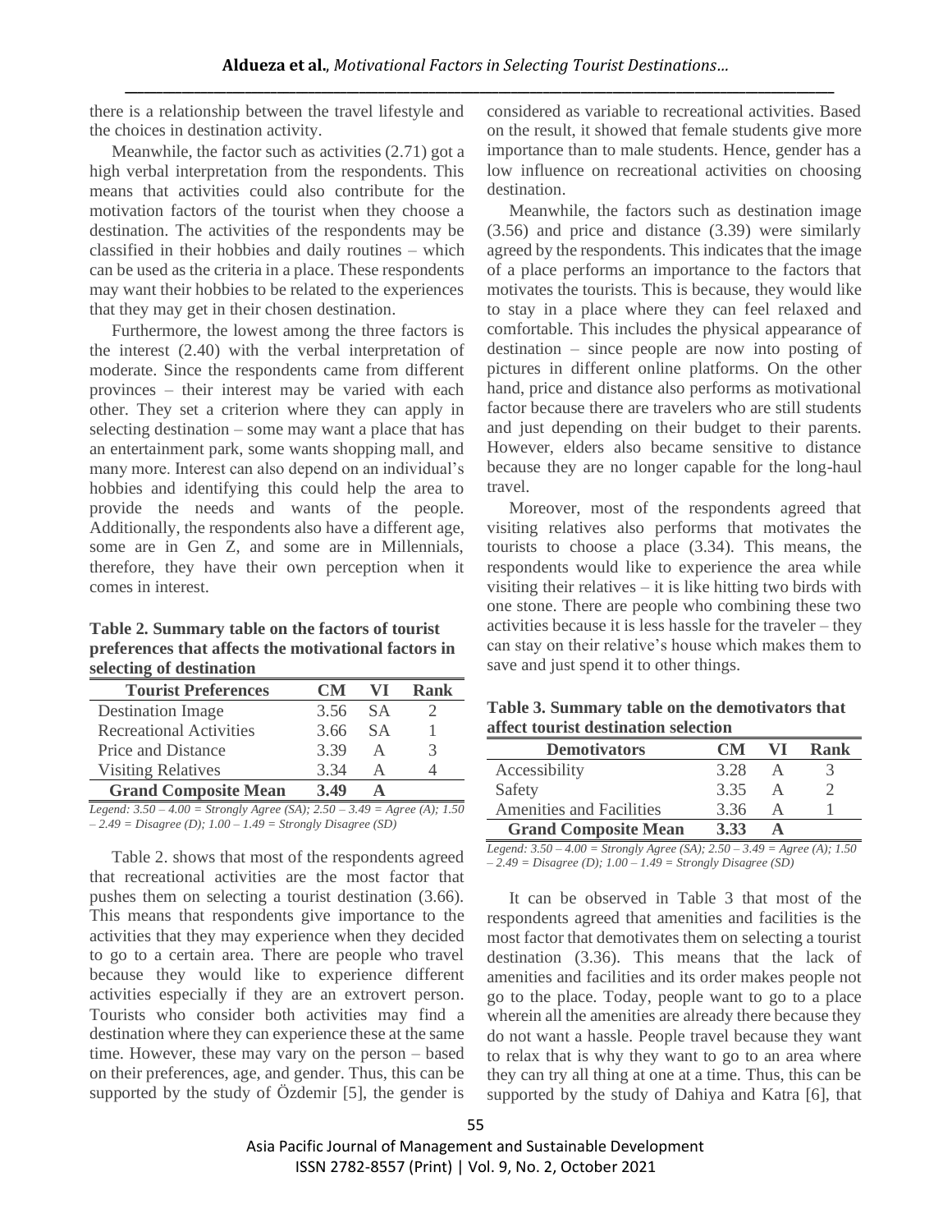there is a relationship between the travel lifestyle and the choices in destination activity.

Meanwhile, the factor such as activities (2.71) got a high verbal interpretation from the respondents. This means that activities could also contribute for the motivation factors of the tourist when they choose a destination. The activities of the respondents may be classified in their hobbies and daily routines – which can be used as the criteria in a place. These respondents may want their hobbies to be related to the experiences that they may get in their chosen destination.

Furthermore, the lowest among the three factors is the interest (2.40) with the verbal interpretation of moderate. Since the respondents came from different provinces – their interest may be varied with each other. They set a criterion where they can apply in selecting destination – some may want a place that has an entertainment park, some wants shopping mall, and many more. Interest can also depend on an individual's hobbies and identifying this could help the area to provide the needs and wants of the people. Additionally, the respondents also have a different age, some are in Gen Z, and some are in Millennials, therefore, they have their own perception when it comes in interest.

**Table 2. Summary table on the factors of tourist preferences that affects the motivational factors in selecting of destination**

| Tourist Preferences | CM | VI | Rank |
|---|---|---|---|
| Destination Image | 3.56 | SA | 2 |
| Recreational Activities | 3.66 | SA | 1 |
| Price and Distance | 3.39 | A | 3 |
| Visiting Relatives | 3.34 | A | 4 |
| **Grand Composite Mean** | **3.49** | **A** | |

*Legend: 3.50 – 4.00 = Strongly Agree (SA); 2.50 – 3.49 = Agree (A); 1.50 – 2.49 = Disagree (D); 1.00 – 1.49 = Strongly Disagree (SD)*

Table 2. shows that most of the respondents agreed that recreational activities are the most factor that pushes them on selecting a tourist destination (3.66). This means that respondents give importance to the activities that they may experience when they decided to go to a certain area. There are people who travel because they would like to experience different activities especially if they are an extrovert person. Tourists who consider both activities may find a destination where they can experience these at the same time. However, these may vary on the person – based on their preferences, age, and gender. Thus, this can be supported by the study of Özdemir [5], the gender is considered as variable to recreational activities. Based on the result, it showed that female students give more importance than to male students. Hence, gender has a low influence on recreational activities on choosing destination.

Meanwhile, the factors such as destination image (3.56) and price and distance (3.39) were similarly agreed by the respondents. This indicates that the image of a place performs an importance to the factors that motivates the tourists. This is because, they would like to stay in a place where they can feel relaxed and comfortable. This includes the physical appearance of destination – since people are now into posting of pictures in different online platforms. On the other hand, price and distance also performs as motivational factor because there are travelers who are still students and just depending on their budget to their parents. However, elders also became sensitive to distance because they are no longer capable for the long-haul travel.

Moreover, most of the respondents agreed that visiting relatives also performs that motivates the tourists to choose a place (3.34). This means, the respondents would like to experience the area while visiting their relatives – it is like hitting two birds with one stone. There are people who combining these two activities because it is less hassle for the traveler – they can stay on their relative's house which makes them to save and just spend it to other things.

**Table 3. Summary table on the demotivators that affect tourist destination selection**

| Demotivators | CM | VI | Rank |
|---|---|---|---|
| Accessibility | 3.28 | A | 3 |
| Safety | 3.35 | A | 2 |
| Amenities and Facilities | 3.36 | A | 1 |
| **Grand Composite Mean** | **3.33** | **A** | |

*Legend: 3.50 – 4.00 = Strongly Agree (SA); 2.50 – 3.49 = Agree (A); 1.50 – 2.49 = Disagree (D); 1.00 – 1.49 = Strongly Disagree (SD)*

It can be observed in Table 3 that most of the respondents agreed that amenities and facilities is the most factor that demotivates them on selecting a tourist destination (3.36). This means that the lack of amenities and facilities and its order makes people not go to the place. Today, people want to go to a place wherein all the amenities are already there because they do not want a hassle. People travel because they want to relax that is why they want to go to an area where they can try all thing at one at a time. Thus, this can be supported by the study of Dahiya and Katra [6], that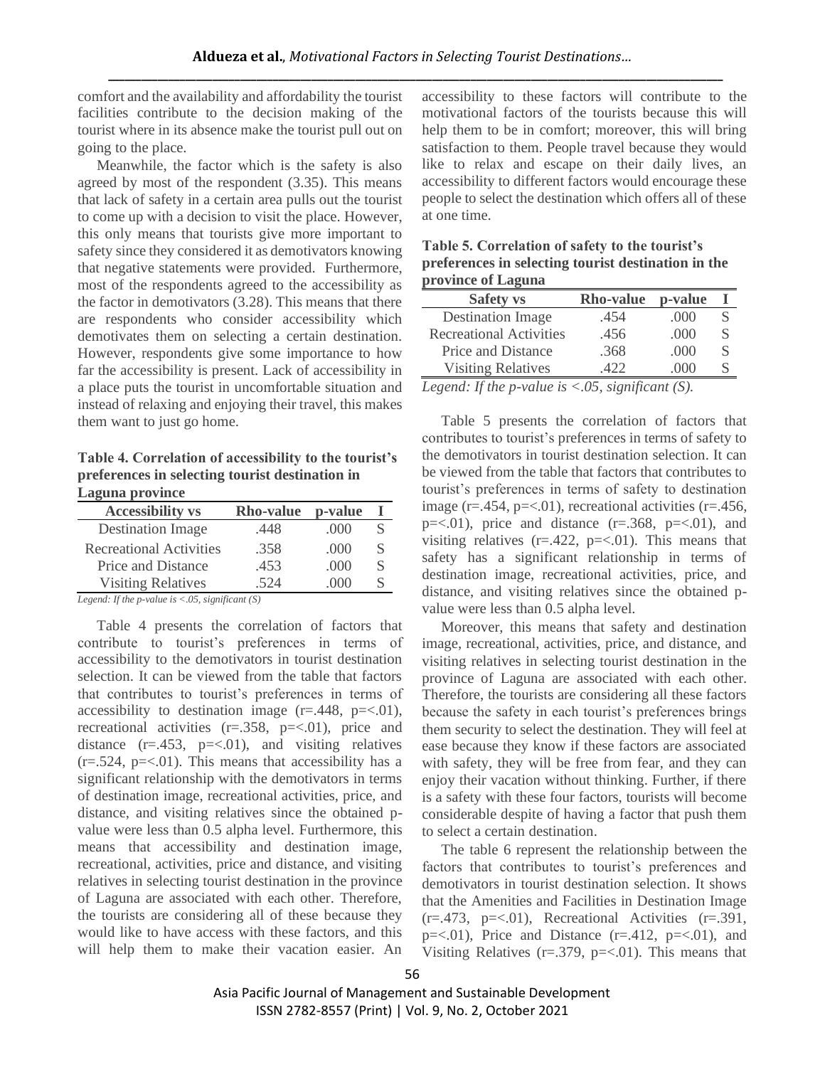comfort and the availability and affordability the tourist facilities contribute to the decision making of the tourist where in its absence make the tourist pull out on going to the place.

Meanwhile, the factor which is the safety is also agreed by most of the respondent (3.35). This means that lack of safety in a certain area pulls out the tourist to come up with a decision to visit the place. However, this only means that tourists give more important to safety since they considered it as demotivators knowing that negative statements were provided. Furthermore, most of the respondents agreed to the accessibility as the factor in demotivators (3.28). This means that there are respondents who consider accessibility which demotivates them on selecting a certain destination. However, respondents give some importance to how far the accessibility is present. Lack of accessibility in a place puts the tourist in uncomfortable situation and instead of relaxing and enjoying their travel, this makes them want to just go home.

**Table 4. Correlation of accessibility to the tourist's preferences in selecting tourist destination in Laguna province**

| Accessibility vs | Rho-value | p-value | I |
|---|---|---|---|
| Destination Image | .448 | .000 | S |
| Recreational Activities | .358 | .000 | S |
| Price and Distance | .453 | .000 | S |
| Visiting Relatives | .524 | .000 | S |

*Legend: If the p-value is <.05, significant (S)*

Table 4 presents the correlation of factors that contribute to tourist's preferences in terms of accessibility to the demotivators in tourist destination selection. It can be viewed from the table that factors that contributes to tourist's preferences in terms of accessibility to destination image (r=.448, p=<.01), recreational activities (r=.358, p=<.01), price and distance (r=.453, p=<.01), and visiting relatives (r=.524, p=<.01). This means that accessibility has a significant relationship with the demotivators in terms of destination image, recreational activities, price, and distance, and visiting relatives since the obtained p-value were less than 0.5 alpha level. Furthermore, this means that accessibility and destination image, recreational, activities, price and distance, and visiting relatives in selecting tourist destination in the province of Laguna are associated with each other. Therefore, the tourists are considering all of these because they would like to have access with these factors, and this will help them to make their vacation easier. An accessibility to these factors will contribute to the motivational factors of the tourists because this will help them to be in comfort; moreover, this will bring satisfaction to them. People travel because they would like to relax and escape on their daily lives, an accessibility to different factors would encourage these people to select the destination which offers all of these at one time.

**Table 5. Correlation of safety to the tourist's preferences in selecting tourist destination in the province of Laguna**

| Safety vs | Rho-value | p-value | I |
|---|---|---|---|
| Destination Image | .454 | .000 | S |
| Recreational Activities | .456 | .000 | S |
| Price and Distance | .368 | .000 | S |
| Visiting Relatives | .422 | .000 | S |

*Legend: If the p-value is <.05, significant (S).*

Table 5 presents the correlation of factors that contributes to tourist's preferences in terms of safety to the demotivators in tourist destination selection. It can be viewed from the table that factors that contributes to tourist's preferences in terms of safety to destination image (r=.454, p=<.01), recreational activities (r=.456, p=<.01), price and distance (r=.368, p=<.01), and visiting relatives (r=.422, p=<.01). This means that safety has a significant relationship in terms of destination image, recreational activities, price, and distance, and visiting relatives since the obtained p-value were less than 0.5 alpha level.

Moreover, this means that safety and destination image, recreational, activities, price, and distance, and visiting relatives in selecting tourist destination in the province of Laguna are associated with each other. Therefore, the tourists are considering all these factors because the safety in each tourist's preferences brings them security to select the destination. They will feel at ease because they know if these factors are associated with safety, they will be free from fear, and they can enjoy their vacation without thinking. Further, if there is a safety with these four factors, tourists will become considerable despite of having a factor that push them to select a certain destination.

The table 6 represent the relationship between the factors that contributes to tourist's preferences and demotivators in tourist destination selection. It shows that the Amenities and Facilities in Destination Image (r=.473, p=<.01), Recreational Activities (r=.391, p=<.01), Price and Distance (r=.412, p=<.01), and Visiting Relatives (r=.379, p=<.01). This means that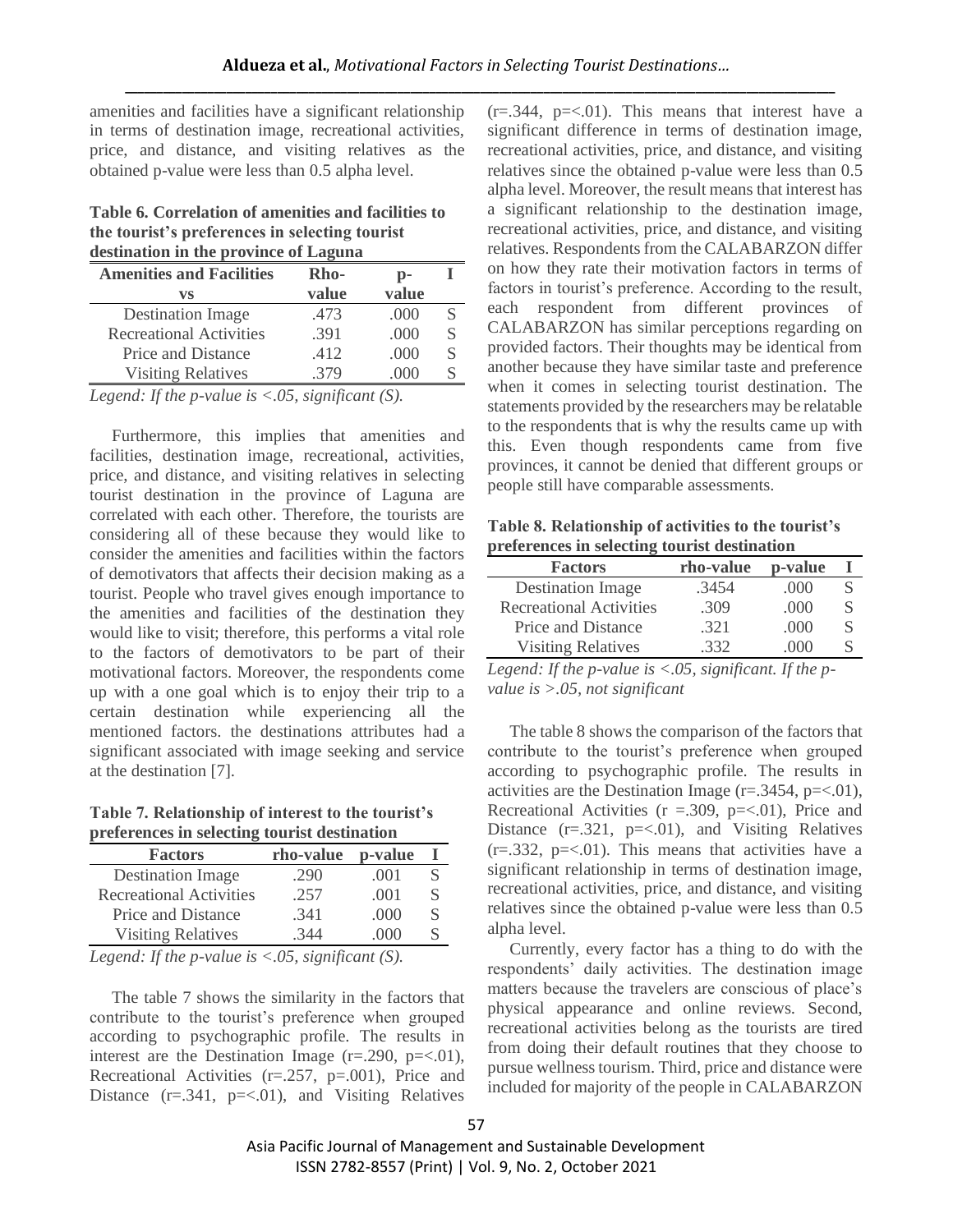amenities and facilities have a significant relationship in terms of destination image, recreational activities, price, and distance, and visiting relatives as the obtained p-value were less than 0.5 alpha level.

**Table 6. Correlation of amenities and facilities to the tourist's preferences in selecting tourist destination in the province of Laguna**

| Amenities and Facilities vs | Rho-value | p-value | I |
|---|---|---|---|
| Destination Image | .473 | .000 | S |
| Recreational Activities | .391 | .000 | S |
| Price and Distance | .412 | .000 | S |
| Visiting Relatives | .379 | .000 | S |

*Legend: If the p-value is <.05, significant (S).*

Furthermore, this implies that amenities and facilities, destination image, recreational, activities, price, and distance, and visiting relatives in selecting tourist destination in the province of Laguna are correlated with each other. Therefore, the tourists are considering all of these because they would like to consider the amenities and facilities within the factors of demotivators that affects their decision making as a tourist. People who travel gives enough importance to the amenities and facilities of the destination they would like to visit; therefore, this performs a vital role to the factors of demotivators to be part of their motivational factors. Moreover, the respondents come up with a one goal which is to enjoy their trip to a certain destination while experiencing all the mentioned factors. the destinations attributes had a significant associated with image seeking and service at the destination [7].

**Table 7. Relationship of interest to the tourist's preferences in selecting tourist destination**

| Factors | rho-value | p-value | I |
|---|---|---|---|
| Destination Image | .290 | .001 | S |
| Recreational Activities | .257 | .001 | S |
| Price and Distance | .341 | .000 | S |
| Visiting Relatives | .344 | .000 | S |

*Legend: If the p-value is <.05, significant (S).*

The table 7 shows the similarity in the factors that contribute to the tourist's preference when grouped according to psychographic profile. The results in interest are the Destination Image ($r=.290$, $p=<.01$), Recreational Activities ($r=.257$, $p=.001$), Price and Distance ($r=.341$, $p=<.01$), and Visiting Relatives ($r=.344$, $p=<.01$). This means that interest have a significant difference in terms of destination image, recreational activities, price, and distance, and visiting relatives since the obtained p-value were less than 0.5 alpha level. Moreover, the result means that interest has a significant relationship to the destination image, recreational activities, price, and distance, and visiting relatives. Respondents from the CALABARZON differ on how they rate their motivation factors in terms of factors in tourist's preference. According to the result, each respondent from different provinces of CALABARZON has similar perceptions regarding on provided factors. Their thoughts may be identical from another because they have similar taste and preference when it comes in selecting tourist destination. The statements provided by the researchers may be relatable to the respondents that is why the results came up with this. Even though respondents came from five provinces, it cannot be denied that different groups or people still have comparable assessments.

**Table 8. Relationship of activities to the tourist's preferences in selecting tourist destination**

| Factors | rho-value | p-value | I |
|---|---|---|---|
| Destination Image | .3454 | .000 | S |
| Recreational Activities | .309 | .000 | S |
| Price and Distance | .321 | .000 | S |
| Visiting Relatives | .332 | .000 | S |

*Legend: If the p-value is <.05, significant. If the p-value is >.05, not significant*

The table 8 shows the comparison of the factors that contribute to the tourist's preference when grouped according to psychographic profile. The results in activities are the Destination Image ($r=.3454$, $p=<.01$), Recreational Activities ($r=.309$, $p=<.01$), Price and Distance ($r=.321$, $p=<.01$), and Visiting Relatives ($r=.332$, $p=<.01$). This means that activities have a significant relationship in terms of destination image, recreational activities, price, and distance, and visiting relatives since the obtained p-value were less than 0.5 alpha level.

Currently, every factor has a thing to do with the respondents' daily activities. The destination image matters because the travelers are conscious of place's physical appearance and online reviews. Second, recreational activities belong as the tourists are tired from doing their default routines that they choose to pursue wellness tourism. Third, price and distance were included for majority of the people in CALABARZON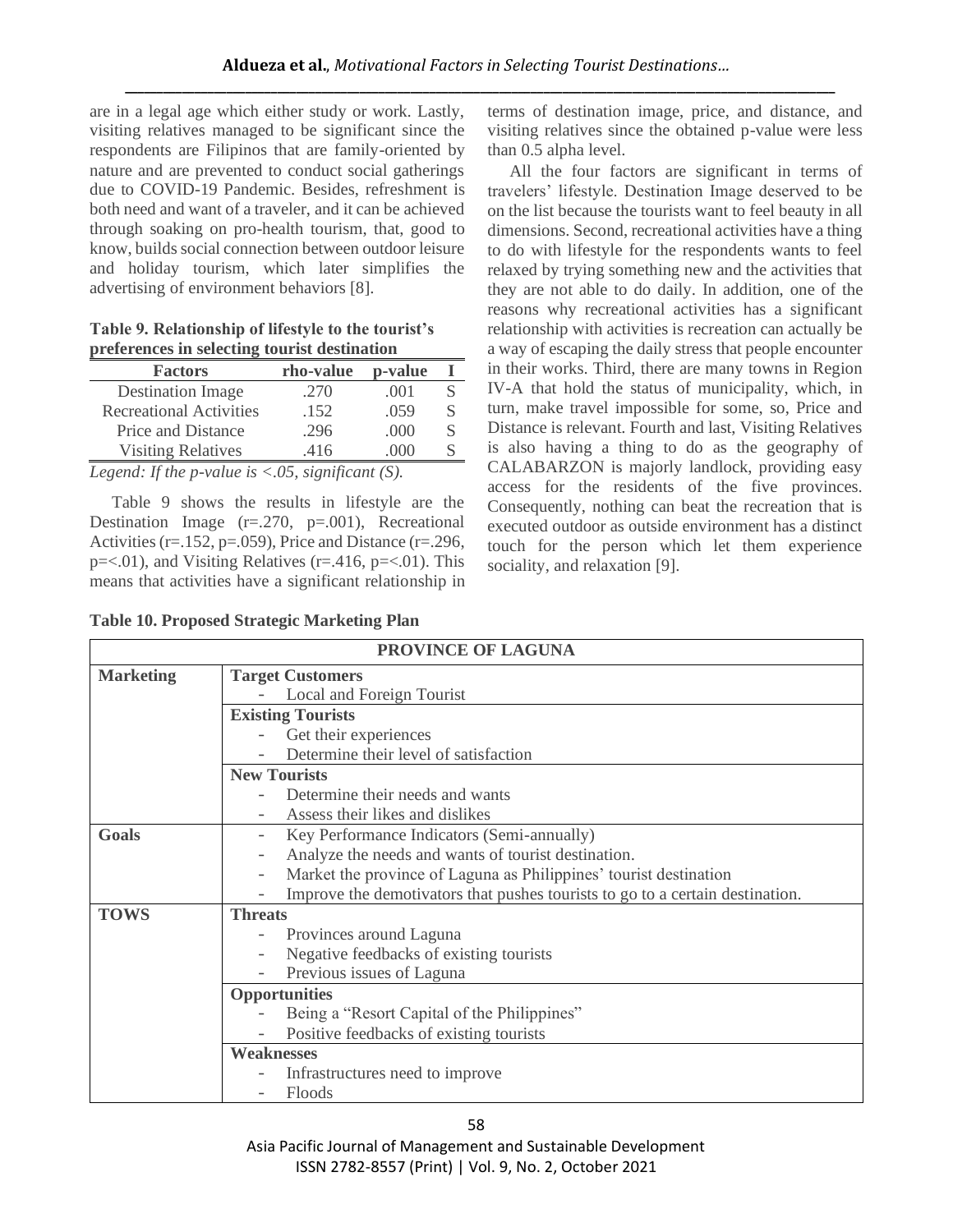are in a legal age which either study or work. Lastly, visiting relatives managed to be significant since the respondents are Filipinos that are family-oriented by nature and are prevented to conduct social gatherings due to COVID-19 Pandemic. Besides, refreshment is both need and want of a traveler, and it can be achieved through soaking on pro-health tourism, that, good to know, builds social connection between outdoor leisure and holiday tourism, which later simplifies the advertising of environment behaviors [8].

**Table 9. Relationship of lifestyle to the tourist's preferences in selecting tourist destination**

| Factors | rho-value | p-value | I |
|---|---|---|---|
| Destination Image | .270 | .001 | S |
| Recreational Activities | .152 | .059 | S |
| Price and Distance | .296 | .000 | S |
| Visiting Relatives | .416 | .000 | S |

*Legend: If the p-value is <.05, significant (S).*

Table 9 shows the results in lifestyle are the Destination Image (r=.270, p=.001), Recreational Activities (r=.152, p=.059), Price and Distance (r=.296, p=<.01), and Visiting Relatives (r=.416, p=<.01). This means that activities have a significant relationship in terms of destination image, price, and distance, and visiting relatives since the obtained p-value were less than 0.5 alpha level.

All the four factors are significant in terms of travelers' lifestyle. Destination Image deserved to be on the list because the tourists want to feel beauty in all dimensions. Second, recreational activities have a thing to do with lifestyle for the respondents wants to feel relaxed by trying something new and the activities that they are not able to do daily. In addition, one of the reasons why recreational activities has a significant relationship with activities is recreation can actually be a way of escaping the daily stress that people encounter in their works. Third, there are many towns in Region IV-A that hold the status of municipality, which, in turn, make travel impossible for some, so, Price and Distance is relevant. Fourth and last, Visiting Relatives is also having a thing to do as the geography of CALABARZON is majorly landlock, providing easy access for the residents of the five provinces. Consequently, nothing can beat the recreation that is executed outdoor as outside environment has a distinct touch for the person which let them experience sociality, and relaxation [9].

**Table 10. Proposed Strategic Marketing Plan**

| PROVINCE OF LAGUNA | |
|---|---|
| **Marketing** | **Target Customers**<br>- Local and Foreign Tourist |
| | **Existing Tourists**<br>- Get their experiences<br>- Determine their level of satisfaction |
| | **New Tourists**<br>- Determine their needs and wants<br>- Assess their likes and dislikes |
| **Goals** | - Key Performance Indicators (Semi-annually)<br>- Analyze the needs and wants of tourist destination.<br>- Market the province of Laguna as Philippines' tourist destination<br>- Improve the demotivators that pushes tourists to go to a certain destination. |
| **TOWS** | **Threats**<br>- Provinces around Laguna<br>- Negative feedbacks of existing tourists<br>- Previous issues of Laguna |
| | **Opportunities**<br>- Being a "Resort Capital of the Philippines"<br>- Positive feedbacks of existing tourists |
| | **Weaknesses**<br>- Infrastructures need to improve<br>- Floods |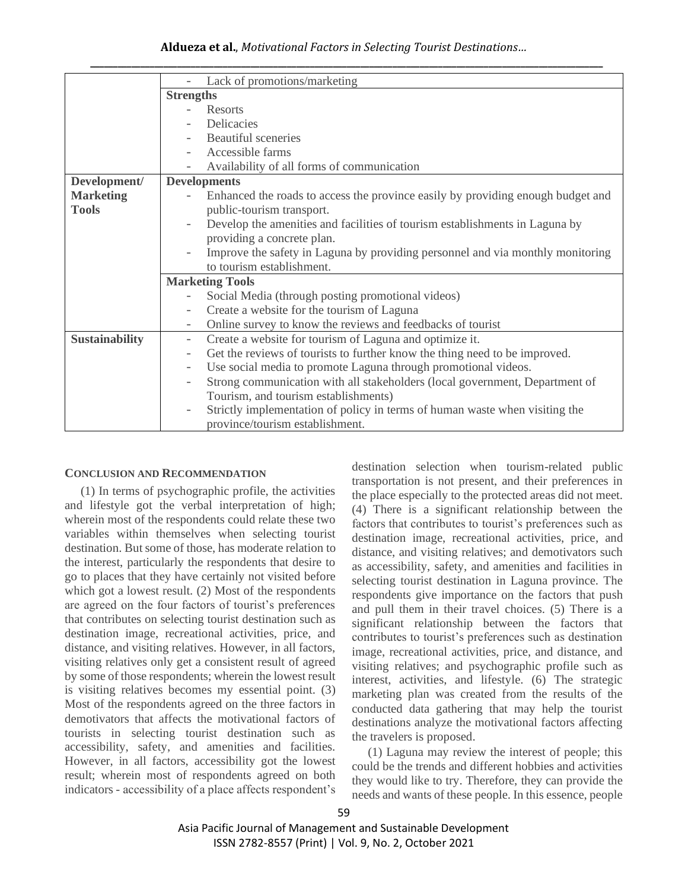| | |
|---|---|
| | - Lack of promotions/marketing |
| | **Strengths**<br>- Resorts<br>- Delicacies<br>- Beautiful sceneries<br>- Accessible farms<br>- Availability of all forms of communication |
| **Development/ Marketing Tools** | **Developments**<br>- Enhanced the roads to access the province easily by providing enough budget and public-tourism transport.<br>- Develop the amenities and facilities of tourism establishments in Laguna by providing a concrete plan.<br>- Improve the safety in Laguna by providing personnel and via monthly monitoring to tourism establishment. |
| | **Marketing Tools**<br>- Social Media (through posting promotional videos)<br>- Create a website for the tourism of Laguna<br>- Online survey to know the reviews and feedbacks of tourist |
| **Sustainability** | - Create a website for tourism of Laguna and optimize it.<br>- Get the reviews of tourists to further know the thing need to be improved.<br>- Use social media to promote Laguna through promotional videos.<br>- Strong communication with all stakeholders (local government, Department of Tourism, and tourism establishments)<br>- Strictly implementation of policy in terms of human waste when visiting the province/tourism establishment. |

## CONCLUSION AND RECOMMENDATION

(1) In terms of psychographic profile, the activities and lifestyle got the verbal interpretation of high; wherein most of the respondents could relate these two variables within themselves when selecting tourist destination. But some of those, has moderate relation to the interest, particularly the respondents that desire to go to places that they have certainly not visited before which got a lowest result. (2) Most of the respondents are agreed on the four factors of tourist's preferences that contributes on selecting tourist destination such as destination image, recreational activities, price, and distance, and visiting relatives. However, in all factors, visiting relatives only get a consistent result of agreed by some of those respondents; wherein the lowest result is visiting relatives becomes my essential point. (3) Most of the respondents agreed on the three factors in demotivators that affects the motivational factors of tourists in selecting tourist destination such as accessibility, safety, and amenities and facilities. However, in all factors, accessibility got the lowest result; wherein most of respondents agreed on both indicators - accessibility of a place affects respondent's destination selection when tourism-related public transportation is not present, and their preferences in the place especially to the protected areas did not meet. (4) There is a significant relationship between the factors that contributes to tourist's preferences such as destination image, recreational activities, price, and distance, and visiting relatives; and demotivators such as accessibility, safety, and amenities and facilities in selecting tourist destination in Laguna province. The respondents give importance on the factors that push and pull them in their travel choices. (5) There is a significant relationship between the factors that contributes to tourist's preferences such as destination image, recreational activities, price, and distance, and visiting relatives; and psychographic profile such as interest, activities, and lifestyle. (6) The strategic marketing plan was created from the results of the conducted data gathering that may help the tourist destinations analyze the motivational factors affecting the travelers is proposed.

(1) Laguna may review the interest of people; this could be the trends and different hobbies and activities they would like to try. Therefore, they can provide the needs and wants of these people. In this essence, people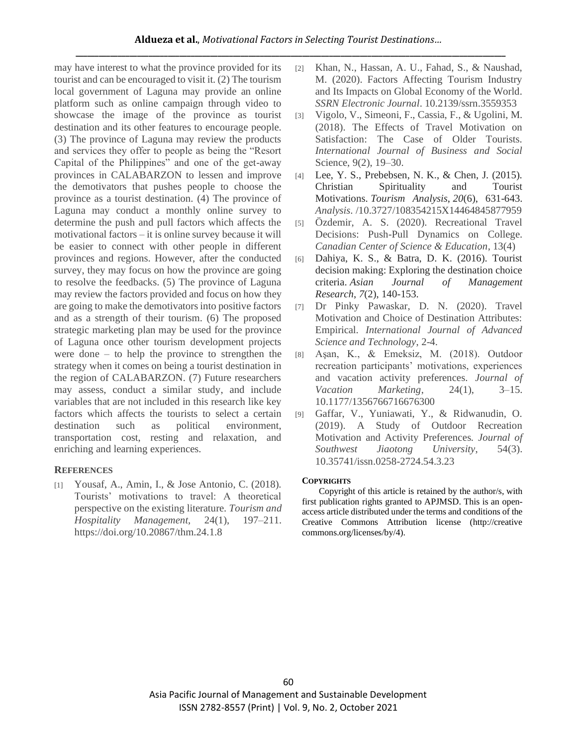may have interest to what the province provided for its tourist and can be encouraged to visit it. (2) The tourism local government of Laguna may provide an online platform such as online campaign through video to showcase the image of the province as tourist destination and its other features to encourage people. (3) The province of Laguna may review the products and services they offer to people as being the "Resort Capital of the Philippines" and one of the get-away provinces in CALABARZON to lessen and improve the demotivators that pushes people to choose the province as a tourist destination. (4) The province of Laguna may conduct a monthly online survey to determine the push and pull factors which affects the motivational factors – it is online survey because it will be easier to connect with other people in different provinces and regions. However, after the conducted survey, they may focus on how the province are going to resolve the feedbacks. (5) The province of Laguna may review the factors provided and focus on how they are going to make the demotivators into positive factors and as a strength of their tourism. (6) The proposed strategic marketing plan may be used for the province of Laguna once other tourism development projects were done – to help the province to strengthen the strategy when it comes on being a tourist destination in the region of CALABARZON. (7) Future researchers may assess, conduct a similar study, and include variables that are not included in this research like key factors which affects the tourists to select a certain destination such as political environment, transportation cost, resting and relaxation, and enriching and learning experiences.

## REFERENCES

[1] Yousaf, A., Amin, I., & Jose Antonio, C. (2018). Tourists' motivations to travel: A theoretical perspective on the existing literature. *Tourism and Hospitality Management*, 24(1), 197–211. https://doi.org/10.20867/thm.24.1.8

[2] Khan, N., Hassan, A. U., Fahad, S., & Naushad, M. (2020). Factors Affecting Tourism Industry and Its Impacts on Global Economy of the World. *SSRN Electronic Journal*. 10.2139/ssrn.3559353

[3] Vigolo, V., Simeoni, F., Cassia, F., & Ugolini, M. (2018). The Effects of Travel Motivation on Satisfaction: The Case of Older Tourists. *International Journal of Business and Social* Science, 9(2), 19–30.

[4] Lee, Y. S., Prebebsen, N. K., & Chen, J. (2015). Christian Spirituality and Tourist Motivations. *Tourism Analysis*, *20*(6), 631-643. *Analysis*. /10.3727/108354215X14464845877959

[5] Özdemir, A. S. (2020). Recreational Travel Decisions: Push-Pull Dynamics on College. *Canadian Center of Science & Education*, 13(4)

[6] Dahiya, K. S., & Batra, D. K. (2016). Tourist decision making: Exploring the destination choice criteria. *Asian Journal of Management Research*, *7*(2), 140-153.

[7] Dr Pinky Pawaskar, D. N. (2020). Travel Motivation and Choice of Destination Attributes: Empirical. *International Journal of Advanced Science and Technology*, 2-4.

[8] Aşan, K., & Emeksiz, M. (2018). Outdoor recreation participants' motivations, experiences and vacation activity preferences. *Journal of Vacation Marketing*, 24(1), 3–15. 10.1177/1356766716676300

[9] Gaffar, V., Yuniawati, Y., & Ridwanudin, O. (2019). A Study of Outdoor Recreation Motivation and Activity Preferences. *Journal of Southwest Jiaotong University*, 54(3). 10.35741/issn.0258-2724.54.3.23

#### COPYRIGHTS

Copyright of this article is retained by the author/s, with first publication rights granted to APJMSD. This is an open-access article distributed under the terms and conditions of the Creative Commons Attribution license (http://creative commons.org/licenses/by/4).